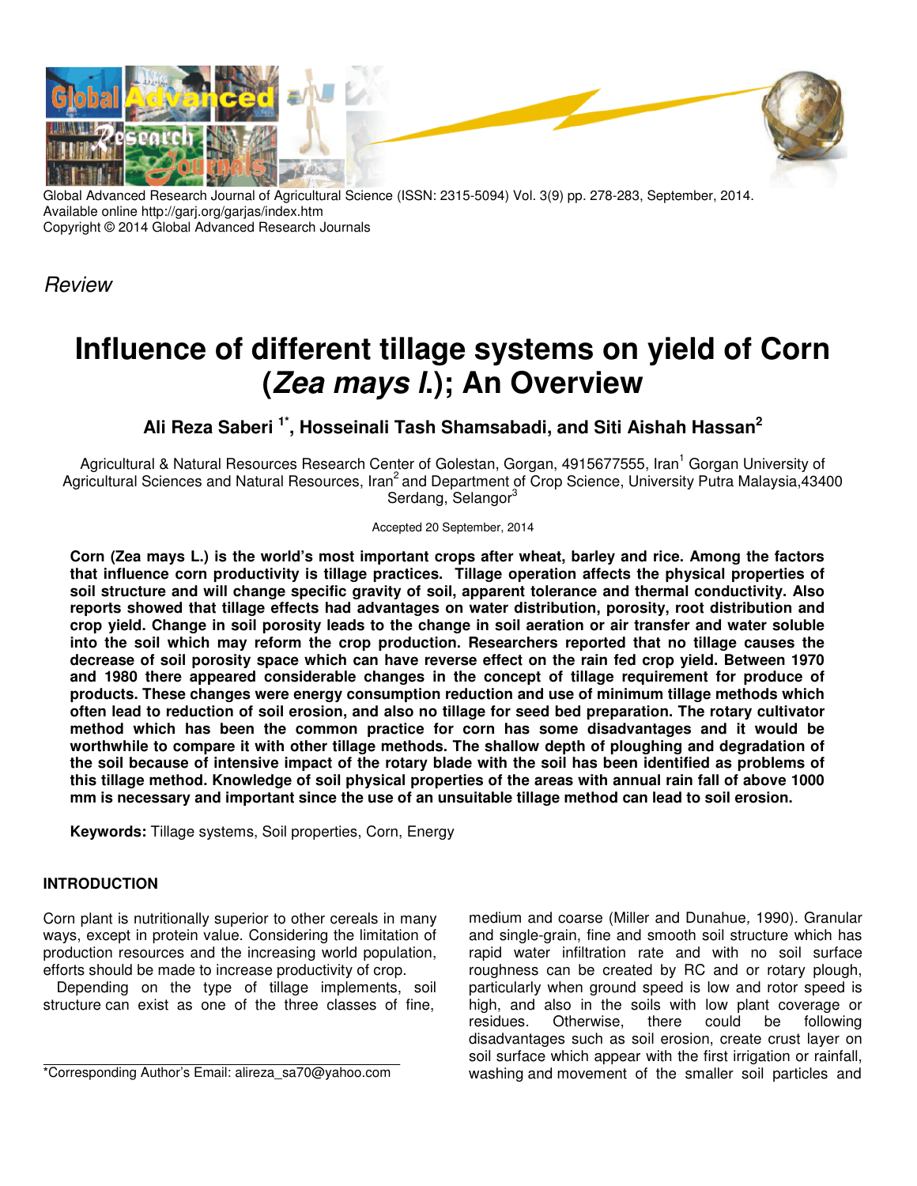Global Advanced Research Journal of Agricultural Science (ISSN: 2315-5094) Vol. 3(9) pp. 278-283, September, 2014.
Available online http://garj.org/garjas/index.htm
Copyright © 2014 Global Advanced Research Journals

*Review*

# Influence of different tillage systems on yield of Corn (*Zea mays l.*); An Overview

**Ali Reza Saberi [1*], Hosseinali Tash Shamsabadi, and Siti Aishah Hassan[2]**

Agricultural & Natural Resources Research Center of Golestan, Gorgan, 4915677555, Iran[1] Gorgan University of Agricultural Sciences and Natural Resources, Iran[2] and Department of Crop Science, University Putra Malaysia,43400 Serdang, Selangor[3]

Accepted 20 September, 2014

**Corn (Zea mays L.) is the world's most important crops after wheat, barley and rice. Among the factors that influence corn productivity is tillage practices. Tillage operation affects the physical properties of soil structure and will change specific gravity of soil, apparent tolerance and thermal conductivity. Also reports showed that tillage effects had advantages on water distribution, porosity, root distribution and crop yield. Change in soil porosity leads to the change in soil aeration or air transfer and water soluble into the soil which may reform the crop production. Researchers reported that no tillage causes the decrease of soil porosity space which can have reverse effect on the rain fed crop yield. Between 1970 and 1980 there appeared considerable changes in the concept of tillage requirement for produce of products. These changes were energy consumption reduction and use of minimum tillage methods which often lead to reduction of soil erosion, and also no tillage for seed bed preparation. The rotary cultivator method which has been the common practice for corn has some disadvantages and it would be worthwhile to compare it with other tillage methods. The shallow depth of ploughing and degradation of the soil because of intensive impact of the rotary blade with the soil has been identified as problems of this tillage method. Knowledge of soil physical properties of the areas with annual rain fall of above 1000 mm is necessary and important since the use of an unsuitable tillage method can lead to soil erosion.**

**Keywords:** Tillage systems, Soil properties, Corn, Energy

## INTRODUCTION

Corn plant is nutritionally superior to other cereals in many ways, except in protein value. Considering the limitation of production resources and the increasing world population, efforts should be made to increase productivity of crop.

Depending on the type of tillage implements, soil structure can exist as one of the three classes of fine, medium and coarse (Miller and Dunahue*,* 1990). Granular and single-grain, fine and smooth soil structure which has rapid water infiltration rate and with no soil surface roughness can be created by RC and or rotary plough, particularly when ground speed is low and rotor speed is high, and also in the soils with low plant coverage or residues. Otherwise, there could be following disadvantages such as soil erosion, create crust layer on soil surface which appear with the first irrigation or rainfall, washing and movement of the smaller soil particles and

*Corresponding Author's Email: alireza_sa70@yahoo.com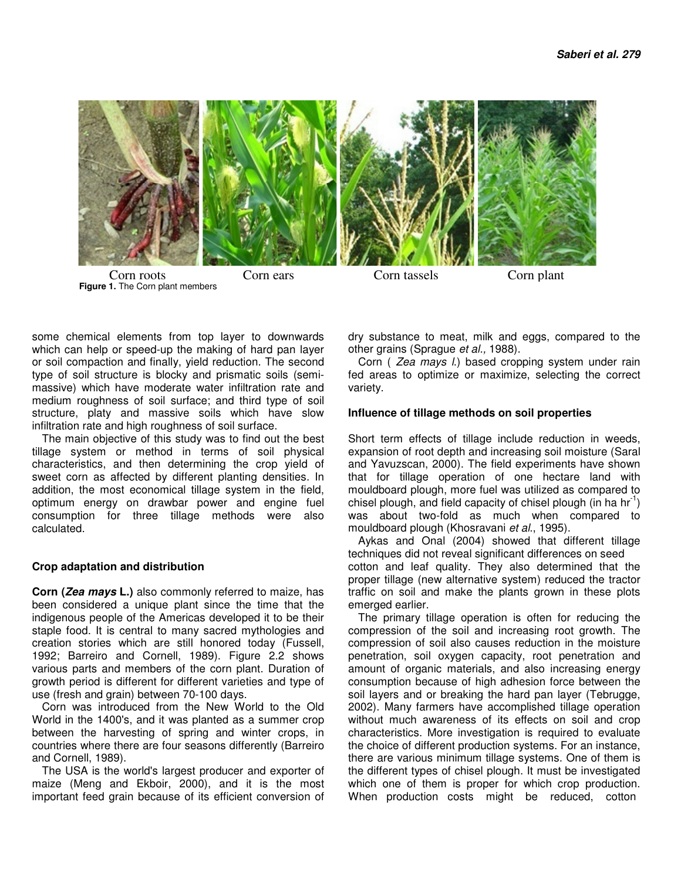Corn roots Corn ears Corn tassels Corn plant

**Figure 1.** The Corn plant members

some chemical elements from top layer to downwards which can help or speed-up the making of hard pan layer or soil compaction and finally, yield reduction. The second type of soil structure is blocky and prismatic soils (semi-massive) which have moderate water infiltration rate and medium roughness of soil surface; and third type of soil structure, platy and massive soils which have slow infiltration rate and high roughness of soil surface.

The main objective of this study was to find out the best tillage system or method in terms of soil physical characteristics, and then determining the crop yield of sweet corn as affected by different planting densities. In addition, the most economical tillage system in the field, optimum energy on drawbar power and engine fuel consumption for three tillage methods were also calculated.

### Crop adaptation and distribution

**Corn (*Zea mays* L.)** also commonly referred to maize, has been considered a unique plant since the time that the indigenous people of the Americas developed it to be their staple food. It is central to many sacred mythologies and creation stories which are still honored today (Fussell, 1992; Barreiro and Cornell, 1989). Figure 2.2 shows various parts and members of the corn plant. Duration of growth period is different for different varieties and type of use (fresh and grain) between 70-100 days.

Corn was introduced from the New World to the Old World in the 1400's, and it was planted as a summer crop between the harvesting of spring and winter crops, in countries where there are four seasons differently (Barreiro and Cornell, 1989).

The USA is the world's largest producer and exporter of maize (Meng and Ekboir, 2000), and it is the most important feed grain because of its efficient conversion of dry substance to meat, milk and eggs, compared to the other grains (Sprague *et al.,* 1988).

Corn ( *Zea mays l*.) based cropping system under rain fed areas to optimize or maximize, selecting the correct variety.

### Influence of tillage methods on soil properties

Short term effects of tillage include reduction in weeds, expansion of root depth and increasing soil moisture (Saral and Yavuzscan, 2000). The field experiments have shown that for tillage operation of one hectare land with mouldboard plough, more fuel was utilized as compared to chisel plough, and field capacity of chisel plough (in ha $hr^{-1}$) was about two-fold as much when compared to mouldboard plough (Khosravani *et al*., 1995).

Aykas and Onal (2004) showed that different tillage techniques did not reveal significant differences on seed cotton and leaf quality. They also determined that the proper tillage (new alternative system) reduced the tractor traffic on soil and make the plants grown in these plots emerged earlier.

The primary tillage operation is often for reducing the compression of the soil and increasing root growth. The compression of soil also causes reduction in the moisture penetration, soil oxygen capacity, root penetration and amount of organic materials, and also increasing energy consumption because of high adhesion force between the soil layers and or breaking the hard pan layer (Tebrugge, 2002). Many farmers have accomplished tillage operation without much awareness of its effects on soil and crop characteristics. More investigation is required to evaluate the choice of different production systems. For an instance, there are various minimum tillage systems. One of them is the different types of chisel plough. It must be investigated which one of them is proper for which crop production. When production costs might be reduced, cotton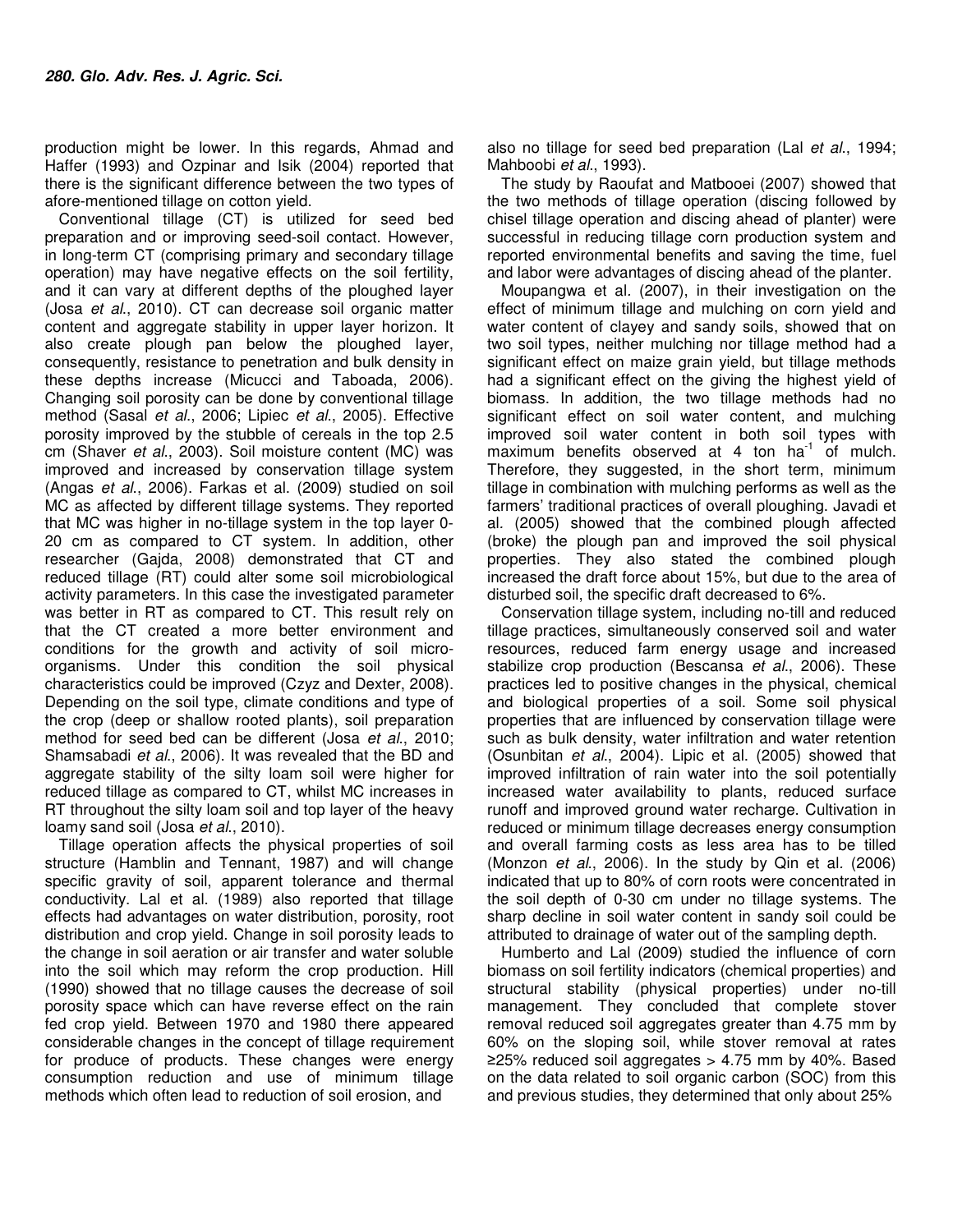production might be lower. In this regards, Ahmad and Haffer (1993) and Ozpinar and Isik (2004) reported that there is the significant difference between the two types of afore-mentioned tillage on cotton yield.

Conventional tillage (CT) is utilized for seed bed preparation and or improving seed-soil contact. However, in long-term CT (comprising primary and secondary tillage operation) may have negative effects on the soil fertility, and it can vary at different depths of the ploughed layer (Josa *et al*., 2010). CT can decrease soil organic matter content and aggregate stability in upper layer horizon. It also create plough pan below the ploughed layer, consequently, resistance to penetration and bulk density in these depths increase (Micucci and Taboada, 2006). Changing soil porosity can be done by conventional tillage method (Sasal *et al*., 2006; Lipiec *et al*., 2005). Effective porosity improved by the stubble of cereals in the top 2.5 cm (Shaver *et al*., 2003). Soil moisture content (MC) was improved and increased by conservation tillage system (Angas *et al*., 2006). Farkas et al. (2009) studied on soil MC as affected by different tillage systems. They reported that MC was higher in no-tillage system in the top layer 0-20 cm as compared to CT system. In addition, other researcher (Gajda, 2008) demonstrated that CT and reduced tillage (RT) could alter some soil microbiological activity parameters. In this case the investigated parameter was better in RT as compared to CT. This result rely on that the CT created a more better environment and conditions for the growth and activity of soil micro-organisms. Under this condition the soil physical characteristics could be improved (Czyz and Dexter, 2008). Depending on the soil type, climate conditions and type of the crop (deep or shallow rooted plants), soil preparation method for seed bed can be different (Josa *et al*., 2010; Shamsabadi *et al*., 2006). It was revealed that the BD and aggregate stability of the silty loam soil were higher for reduced tillage as compared to CT, whilst MC increases in RT throughout the silty loam soil and top layer of the heavy loamy sand soil (Josa *et al*., 2010).

Tillage operation affects the physical properties of soil structure (Hamblin and Tennant, 1987) and will change specific gravity of soil, apparent tolerance and thermal conductivity. Lal et al. (1989) also reported that tillage effects had advantages on water distribution, porosity, root distribution and crop yield. Change in soil porosity leads to the change in soil aeration or air transfer and water soluble into the soil which may reform the crop production. Hill (1990) showed that no tillage causes the decrease of soil porosity space which can have reverse effect on the rain fed crop yield. Between 1970 and 1980 there appeared considerable changes in the concept of tillage requirement for produce of products. These changes were energy consumption reduction and use of minimum tillage methods which often lead to reduction of soil erosion, and also no tillage for seed bed preparation (Lal *et al*., 1994; Mahboobi *et al*., 1993).

The study by Raoufat and Matbooei (2007) showed that the two methods of tillage operation (discing followed by chisel tillage operation and discing ahead of planter) were successful in reducing tillage corn production system and reported environmental benefits and saving the time, fuel and labor were advantages of discing ahead of the planter.

Moupangwa et al. (2007), in their investigation on the effect of minimum tillage and mulching on corn yield and water content of clayey and sandy soils, showed that on two soil types, neither mulching nor tillage method had a significant effect on maize grain yield, but tillage methods had a significant effect on the giving the highest yield of biomass. In addition, the two tillage methods had no significant effect on soil water content, and mulching improved soil water content in both soil types with maximum benefits observed at 4 ton $ha^{-1}$ of mulch. Therefore, they suggested, in the short term, minimum tillage in combination with mulching performs as well as the farmers' traditional practices of overall ploughing. Javadi et al. (2005) showed that the combined plough affected (broke) the plough pan and improved the soil physical properties. They also stated the combined plough increased the draft force about 15%, but due to the area of disturbed soil, the specific draft decreased to 6%.

Conservation tillage system, including no-till and reduced tillage practices, simultaneously conserved soil and water resources, reduced farm energy usage and increased stabilize crop production (Bescansa *et al*., 2006). These practices led to positive changes in the physical, chemical and biological properties of a soil. Some soil physical properties that are influenced by conservation tillage were such as bulk density, water infiltration and water retention (Osunbitan *et al*., 2004). Lipic et al. (2005) showed that improved infiltration of rain water into the soil potentially increased water availability to plants, reduced surface runoff and improved ground water recharge. Cultivation in reduced or minimum tillage decreases energy consumption and overall farming costs as less area has to be tilled (Monzon *et al*., 2006). In the study by Qin et al. (2006) indicated that up to 80% of corn roots were concentrated in the soil depth of 0-30 cm under no tillage systems. The sharp decline in soil water content in sandy soil could be attributed to drainage of water out of the sampling depth.

Humberto and Lal (2009) studied the influence of corn biomass on soil fertility indicators (chemical properties) and structural stability (physical properties) under no-till management. They concluded that complete stover removal reduced soil aggregates greater than 4.75 mm by 60% on the sloping soil, while stover removal at rates ≥25% reduced soil aggregates > 4.75 mm by 40%. Based on the data related to soil organic carbon (SOC) from this and previous studies, they determined that only about 25%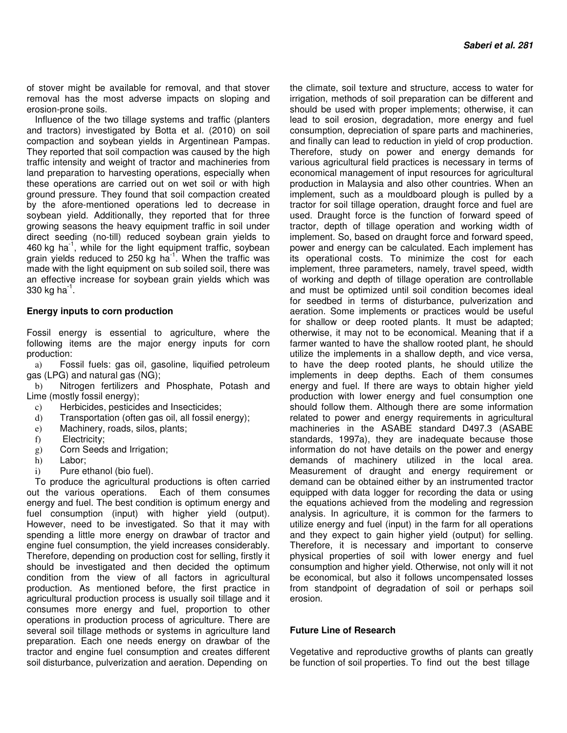of stover might be available for removal, and that stover removal has the most adverse impacts on sloping and erosion-prone soils.

Influence of the two tillage systems and traffic (planters and tractors) investigated by Botta et al. (2010) on soil compaction and soybean yields in Argentinean Pampas. They reported that soil compaction was caused by the high traffic intensity and weight of tractor and machineries from land preparation to harvesting operations, especially when these operations are carried out on wet soil or with high ground pressure. They found that soil compaction created by the afore-mentioned operations led to decrease in soybean yield. Additionally, they reported that for three growing seasons the heavy equipment traffic in soil under direct seeding (no-till) reduced soybean grain yields to 460 kg ha$^{-1}$, while for the light equipment traffic, soybean grain yields reduced to 250 kg ha$^{-1}$. When the traffic was made with the light equipment on sub soiled soil, there was an effective increase for soybean grain yields which was 330 kg ha$^{-1}$.

## Energy inputs to corn production

Fossil energy is essential to agriculture, where the following items are the major energy inputs for corn production:

a) Fossil fuels: gas oil, gasoline, liquified petroleum gas (LPG) and natural gas (NG);
b) Nitrogen fertilizers and Phosphate, Potash and Lime (mostly fossil energy);
c) Herbicides, pesticides and Insecticides;
d) Transportation (often gas oil, all fossil energy);
e) Machinery, roads, silos, plants;
f) Electricity;
g) Corn Seeds and Irrigation;
h) Labor;
i) Pure ethanol (bio fuel).

To produce the agricultural productions is often carried out the various operations. Each of them consumes energy and fuel. The best condition is optimum energy and fuel consumption (input) with higher yield (output). However, need to be investigated. So that it may with spending a little more energy on drawbar of tractor and engine fuel consumption, the yield increases considerably. Therefore, depending on production cost for selling, firstly it should be investigated and then decided the optimum condition from the view of all factors in agricultural production. As mentioned before, the first practice in agricultural production process is usually soil tillage and it consumes more energy and fuel, proportion to other operations in production process of agriculture. There are several soil tillage methods or systems in agriculture land preparation. Each one needs energy on drawbar of the tractor and engine fuel consumption and creates different soil disturbance, pulverization and aeration. Depending on the climate, soil texture and structure, access to water for irrigation, methods of soil preparation can be different and should be used with proper implements; otherwise, it can lead to soil erosion, degradation, more energy and fuel consumption, depreciation of spare parts and machineries, and finally can lead to reduction in yield of crop production. Therefore, study on power and energy demands for various agricultural field practices is necessary in terms of economical management of input resources for agricultural production in Malaysia and also other countries. When an implement, such as a mouldboard plough is pulled by a tractor for soil tillage operation, draught force and fuel are used. Draught force is the function of forward speed of tractor, depth of tillage operation and working width of implement. So, based on draught force and forward speed, power and energy can be calculated. Each implement has its operational costs. To minimize the cost for each implement, three parameters, namely, travel speed, width of working and depth of tillage operation are controllable and must be optimized until soil condition becomes ideal for seedbed in terms of disturbance, pulverization and aeration. Some implements or practices would be useful for shallow or deep rooted plants. It must be adapted; otherwise, it may not to be economical. Meaning that if a farmer wanted to have the shallow rooted plant, he should utilize the implements in a shallow depth, and vice versa, to have the deep rooted plants, he should utilize the implements in deep depths. Each of them consumes energy and fuel. If there are ways to obtain higher yield production with lower energy and fuel consumption one should follow them. Although there are some information related to power and energy requirements in agricultural machineries in the ASABE standard D497.3 (ASABE standards, 1997a), they are inadequate because those information do not have details on the power and energy demands of machinery utilized in the local area. Measurement of draught and energy requirement or demand can be obtained either by an instrumented tractor equipped with data logger for recording the data or using the equations achieved from the modeling and regression analysis. In agriculture, it is common for the farmers to utilize energy and fuel (input) in the farm for all operations and they expect to gain higher yield (output) for selling. Therefore, it is necessary and important to conserve physical properties of soil with lower energy and fuel consumption and higher yield. Otherwise, not only will it not be economical, but also it follows uncompensated losses from standpoint of degradation of soil or perhaps soil erosion.

## Future Line of Research

Vegetative and reproductive growths of plants can greatly be function of soil properties. To find out the best tillage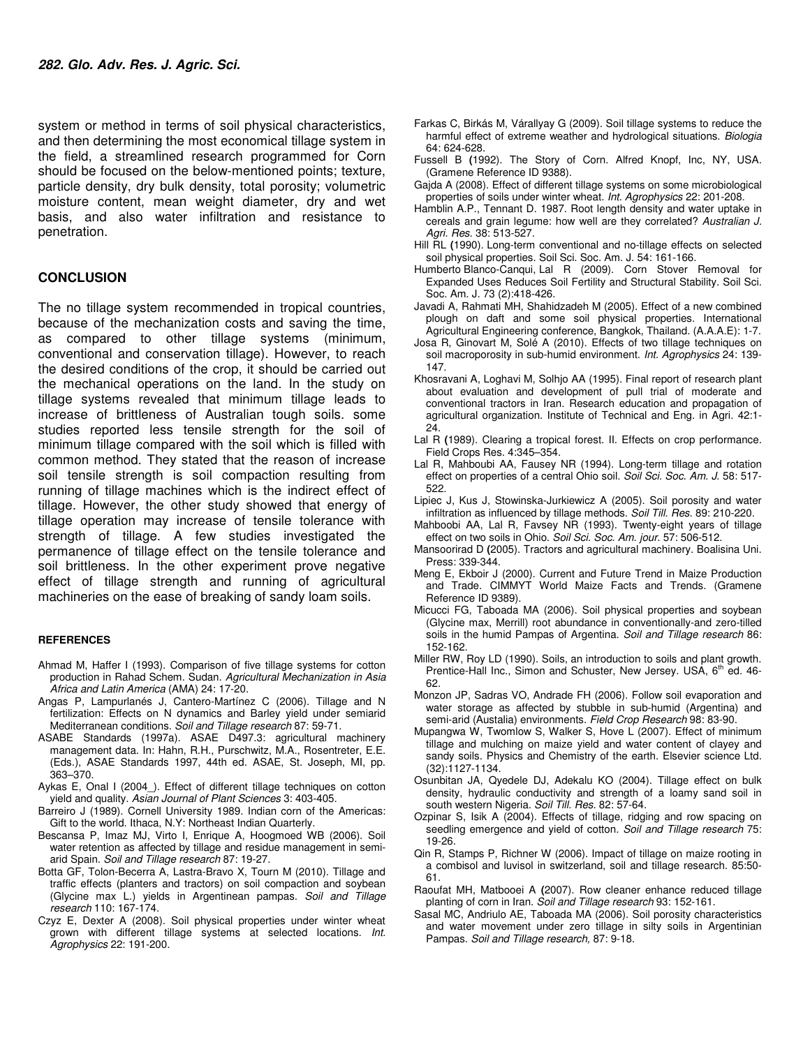system or method in terms of soil physical characteristics, and then determining the most economical tillage system in the field, a streamlined research programmed for Corn should be focused on the below-mentioned points; texture, particle density, dry bulk density, total porosity; volumetric moisture content, mean weight diameter, dry and wet basis, and also water infiltration and resistance to penetration.

## CONCLUSION

The no tillage system recommended in tropical countries, because of the mechanization costs and saving the time, as compared to other tillage systems (minimum, conventional and conservation tillage). However, to reach the desired conditions of the crop, it should be carried out the mechanical operations on the land. In the study on tillage systems revealed that minimum tillage leads to increase of brittleness of Australian tough soils. some studies reported less tensile strength for the soil of minimum tillage compared with the soil which is filled with common method. They stated that the reason of increase soil tensile strength is soil compaction resulting from running of tillage machines which is the indirect effect of tillage. However, the other study showed that energy of tillage operation may increase of tensile tolerance with strength of tillage. A few studies investigated the permanence of tillage effect on the tensile tolerance and soil brittleness. In the other experiment prove negative effect of tillage strength and running of agricultural machineries on the ease of breaking of sandy loam soils.

### REFERENCES

Ahmad M, Haffer I (1993). Comparison of five tillage systems for cotton production in Rahad Schem. Sudan. *Agricultural Mechanization in Asia Africa and Latin America* (AMA) 24: 17-20.

Angas P, Lampurlanés J, Cantero-Martínez C (2006). Tillage and N fertilization: Effects on N dynamics and Barley yield under semiarid Mediterranean conditions. *Soil and Tillage research* 87: 59-71.

ASABE Standards (1997a). ASAE D497.3: agricultural machinery management data. In: Hahn, R.H., Purschwitz, M.A., Rosentreter, E.E. (Eds.), ASAE Standards 1997, 44th ed. ASAE, St. Joseph, MI, pp. 363–370.

Aykas E, Onal I (2004_). Effect of different tillage techniques on cotton yield and quality. *Asian Journal of Plant Sciences* 3: 403-405.

Barreiro J (1989). Cornell University 1989. Indian corn of the Americas: Gift to the world. Ithaca, N.Y: Northeast Indian Quarterly.

Bescansa P, Imaz MJ, Virto I, Enrique A, Hoogmoed WB (2006). Soil water retention as affected by tillage and residue management in semi-arid Spain. *Soil and Tillage research* 87: 19-27.

Botta GF, Tolon-Becerra A, Lastra-Bravo X, Tourn M (2010). Tillage and traffic effects (planters and tractors) on soil compaction and soybean (Glycine max L.) yields in Argentinean pampas. *Soil and Tillage research* 110: 167-174.

Czyz E, Dexter A (2008). Soil physical properties under winter wheat grown with different tillage systems at selected locations. *Int. Agrophysics* 22: 191-200.

Farkas C, Birkás M, Várallyay G (2009). Soil tillage systems to reduce the harmful effect of extreme weather and hydrological situations. *Biologia* 64: 624-628.

Fussell B (1992). The Story of Corn. Alfred Knopf, Inc, NY, USA. (Gramene Reference ID 9388).

Gajda A (2008). Effect of different tillage systems on some microbiological properties of soils under winter wheat. *Int. Agrophysics* 22: 201-208.

Hamblin A.P., Tennant D. 1987. Root length density and water uptake in cereals and grain legume: how well are they correlated? *Australian J. Agri. Res.* 38: 513-527.

Hill RL (1990). Long-term conventional and no-tillage effects on selected soil physical properties. Soil Sci. Soc. Am. J. 54: 161-166.

Humberto Blanco-Canqui, Lal R (2009). Corn Stover Removal for Expanded Uses Reduces Soil Fertility and Structural Stability. Soil Sci. Soc. Am. J. 73 (2):418-426.

Javadi A, Rahmati MH, Shahidzadeh M (2005). Effect of a new combined plough on daft and some soil physical properties. International Agricultural Engineering conference, Bangkok, Thailand. (A.A.A.E): 1-7.

Josa R, Ginovart M, Solé A (2010). Effects of two tillage techniques on soil macroporosity in sub-humid environment. *Int. Agrophysics* 24: 139-147.

Khosravani A, Loghavi M, Solhjo AA (1995). Final report of research plant about evaluation and development of pull trial of moderate and conventional tractors in Iran. Research education and propagation of agricultural organization. Institute of Technical and Eng. in Agri. 42:1-24.

Lal R (1989). Clearing a tropical forest. II. Effects on crop performance. Field Crops Res. 4:345–354.

Lal R, Mahboubi AA, Fausey NR (1994). Long-term tillage and rotation effect on properties of a central Ohio soil. *Soil Sci. Soc. Am. J.* 58: 517-522.

Lipiec J, Kus J, Stowinska-Jurkiewicz A (2005). Soil porosity and water infiltration as influenced by tillage methods. *Soil Till. Res.* 89: 210-220.

Mahboobi AA, Lal R, Favsey NR (1993). Twenty-eight years of tillage effect on two soils in Ohio. *Soil Sci. Soc. Am. jour.* 57: 506-512.

Mansoorirad D (2005). Tractors and agricultural machinery. Boalisina Uni. Press: 339-344.

Meng E, Ekboir J (2000). Current and Future Trend in Maize Production and Trade. CIMMYT World Maize Facts and Trends. (Gramene Reference ID 9389).

Micucci FG, Taboada MA (2006). Soil physical properties and soybean (Glycine max, Merrill) root abundance in conventionally-and zero-tilled soils in the humid Pampas of Argentina. *Soil and Tillage research* 86: 152-162.

Miller RW, Roy LD (1990). Soils, an introduction to soils and plant growth. Prentice-Hall Inc., Simon and Schuster, New Jersey. USA, 6th ed. 46-62.

Monzon JP, Sadras VO, Andrade FH (2006). Follow soil evaporation and water storage as affected by stubble in sub-humid (Argentina) and semi-arid (Austalia) environments. *Field Crop Research* 98: 83-90.

Mupangwa W, Twomlow S, Walker S, Hove L (2007). Effect of minimum tillage and mulching on maize yield and water content of clayey and sandy soils. Physics and Chemistry of the earth. Elsevier science Ltd. (32):1127-1134.

Osunbitan JA, Qyedele DJ, Adekalu KO (2004). Tillage effect on bulk density, hydraulic conductivity and strength of a loamy sand soil in south western Nigeria. *Soil Till. Res.* 82: 57-64.

Ozpinar S, Isik A (2004). Effects of tillage, ridging and row spacing on seedling emergence and yield of cotton. *Soil and Tillage research* 75: 19-26.

Qin R, Stamps P, Richner W (2006). Impact of tillage on maize rooting in a combisol and luvisol in switzerland, soil and tillage research. 85:50-61.

Raoufat MH, Matbooei A (2007). Row cleaner enhance reduced tillage planting of corn in Iran. *Soil and Tillage research* 93: 152-161.

Sasal MC, Andriulo AE, Taboada MA (2006). Soil porosity characteristics and water movement under zero tillage in silty soils in Argentinian Pampas. *Soil and Tillage research,* 87: 9-18.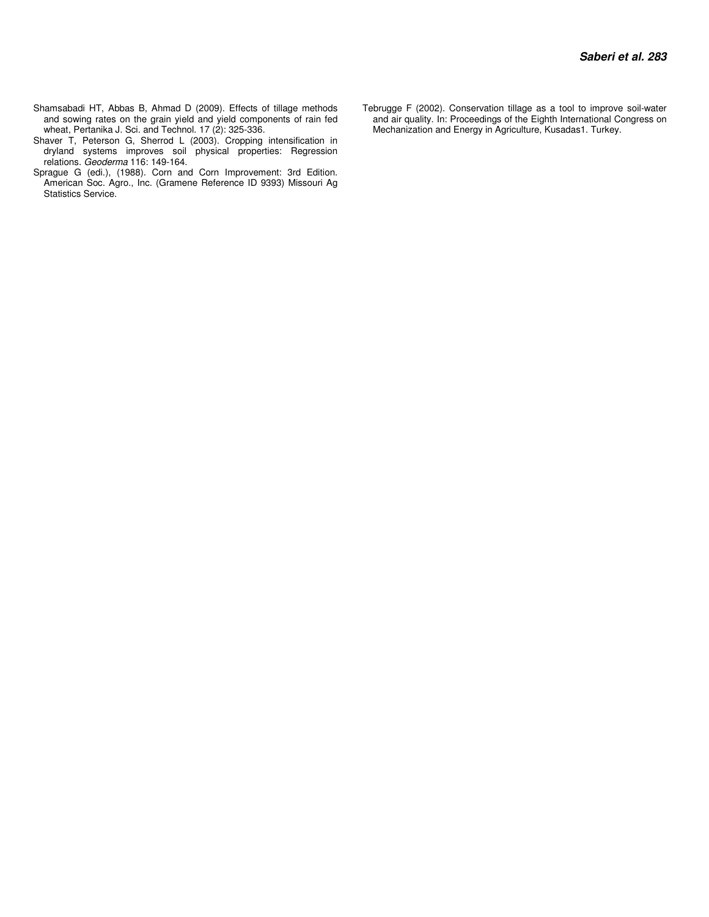Shamsabadi HT, Abbas B, Ahmad D (2009). Effects of tillage methods and sowing rates on the grain yield and yield components of rain fed wheat, Pertanika J. Sci. and Technol. 17 (2): 325-336.

Shaver T, Peterson G, Sherrod L (2003). Cropping intensification in dryland systems improves soil physical properties: Regression relations. *Geoderma* 116: 149-164.

Sprague G (edi.), (1988). Corn and Corn Improvement: 3rd Edition. American Soc. Agro., Inc. (Gramene Reference ID 9393) Missouri Ag Statistics Service.

Tebrugge F (2002). Conservation tillage as a tool to improve soil-water and air quality. In: Proceedings of the Eighth International Congress on Mechanization and Energy in Agriculture, Kusadas1. Turkey.